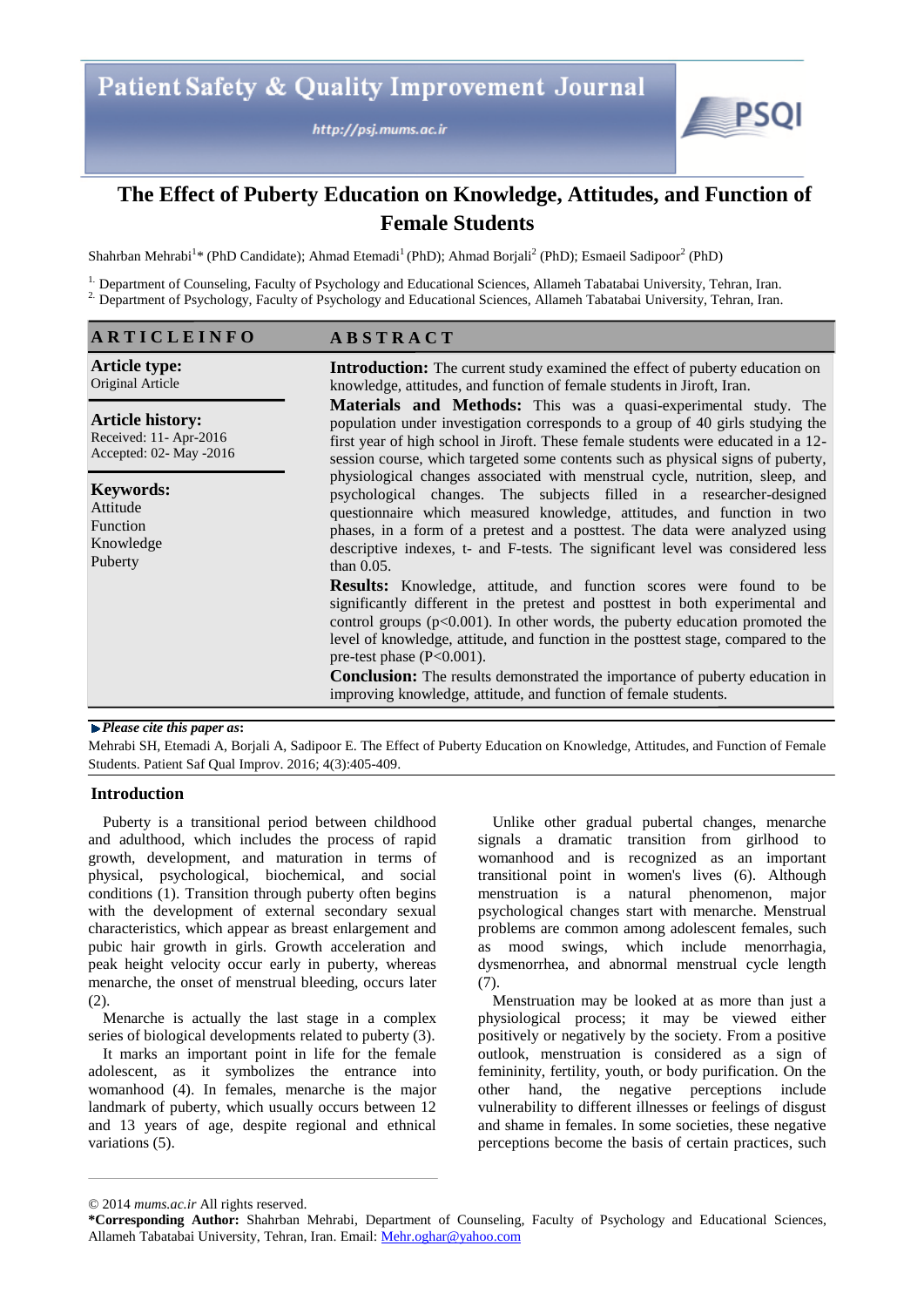# The Effect of Puberty Education on Knowledge, Attitudes, and Function of Female Students

Shahrban Mehrabi[1]* (PhD Candidate); Ahmad Etemadi[1] (PhD); Ahmad Borjali[2] (PhD); Esmaeil Sadipoor[2] (PhD)

[1] Department of Counseling, Faculty of Psychology and Educational Sciences, Allameh Tabatabai University, Tehran, Iran.
[2] Department of Psychology, Faculty of Psychology and Educational Sciences, Allameh Tabatabai University, Tehran, Iran.

## ARTICLE INFO

**Article type:**
Original Article

**Article history:**
Received: 11- Apr-2016
Accepted: 02- May -2016

**Keywords:**
Attitude
Function
Knowledge
Puberty

## ABSTRACT

**Introduction:** The current study examined the effect of puberty education on knowledge, attitudes, and function of female students in Jiroft, Iran.

**Materials and Methods:** This was a quasi-experimental study. The population under investigation corresponds to a group of 40 girls studying the first year of high school in Jiroft. These female students were educated in a 12-session course, which targeted some contents such as physical signs of puberty, physiological changes associated with menstrual cycle, nutrition, sleep, and psychological changes. The subjects filled in a researcher-designed questionnaire which measured knowledge, attitudes, and function in two phases, in a form of a pretest and a posttest. The data were analyzed using descriptive indexes, t- and F-tests. The significant level was considered less than 0.05.

**Results:** Knowledge, attitude, and function scores were found to be significantly different in the pretest and posttest in both experimental and control groups ($p<0.001$). In other words, the puberty education promoted the level of knowledge, attitude, and function in the posttest stage, compared to the pre-test phase ($P<0.001$).

**Conclusion:** The results demonstrated the importance of puberty education in improving knowledge, attitude, and function of female students.

***Please cite this paper as*:**
Mehrabi SH, Etemadi A, Borjali A, Sadipoor E. The Effect of Puberty Education on Knowledge, Attitudes, and Function of Female Students. Patient Saf Qual Improv. 2016; 4(3):405-409.

## Introduction

Puberty is a transitional period between childhood and adulthood, which includes the process of rapid growth, development, and maturation in terms of physical, psychological, biochemical, and social conditions (1). Transition through puberty often begins with the development of external secondary sexual characteristics, which appear as breast enlargement and pubic hair growth in girls. Growth acceleration and peak height velocity occur early in puberty, whereas menarche, the onset of menstrual bleeding, occurs later (2).

Menarche is actually the last stage in a complex series of biological developments related to puberty (3).

It marks an important point in life for the female adolescent, as it symbolizes the entrance into womanhood (4). In females, menarche is the major landmark of puberty, which usually occurs between 12 and 13 years of age, despite regional and ethnical variations (5).

Unlike other gradual pubertal changes, menarche signals a dramatic transition from girlhood to womanhood and is recognized as an important transitional point in women's lives (6). Although menstruation is a natural phenomenon, major psychological changes start with menarche. Menstrual problems are common among adolescent females, such as mood swings, which include menorrhagia, dysmenorrhea, and abnormal menstrual cycle length (7).

Menstruation may be looked at as more than just a physiological process; it may be viewed either positively or negatively by the society. From a positive outlook, menstruation is considered as a sign of femininity, fertility, youth, or body purification. On the other hand, the negative perceptions include vulnerability to different illnesses or feelings of disgust and shame in females. In some societies, these negative perceptions become the basis of certain practices, such

© 2014 *mums.ac.ir* All rights reserved.

***Corresponding Author:** Shahrban Mehrabi, Department of Counseling, Faculty of Psychology and Educational Sciences, Allameh Tabatabai University, Tehran, Iran. Email: Mehr.oghar@yahoo.com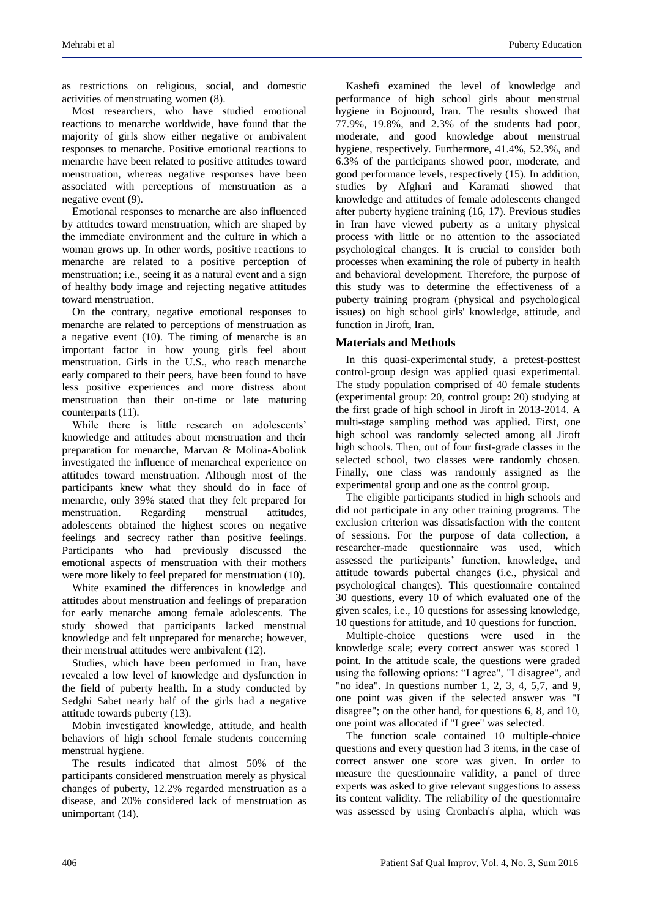as restrictions on religious, social, and domestic activities of menstruating women (8).

Most researchers, who have studied emotional reactions to menarche worldwide, have found that the majority of girls show either negative or ambivalent responses to menarche. Positive emotional reactions to menarche have been related to positive attitudes toward menstruation, whereas negative responses have been associated with perceptions of menstruation as a negative event (9).

Emotional responses to menarche are also influenced by attitudes toward menstruation, which are shaped by the immediate environment and the culture in which a woman grows up. In other words, positive reactions to menarche are related to a positive perception of menstruation; i.e., seeing it as a natural event and a sign of healthy body image and rejecting negative attitudes toward menstruation.

On the contrary, negative emotional responses to menarche are related to perceptions of menstruation as a negative event (10). The timing of menarche is an important factor in how young girls feel about menstruation. Girls in the U.S., who reach menarche early compared to their peers, have been found to have less positive experiences and more distress about menstruation than their on-time or late maturing counterparts (11).

While there is little research on adolescents' knowledge and attitudes about menstruation and their preparation for menarche, Marvan & Molina-Abolink investigated the influence of menarcheal experience on attitudes toward menstruation. Although most of the participants knew what they should do in face of menarche, only 39% stated that they felt prepared for menstruation. Regarding menstrual attitudes, adolescents obtained the highest scores on negative feelings and secrecy rather than positive feelings. Participants who had previously discussed the emotional aspects of menstruation with their mothers were more likely to feel prepared for menstruation (10).

White examined the differences in knowledge and attitudes about menstruation and feelings of preparation for early menarche among female adolescents. The study showed that participants lacked menstrual knowledge and felt unprepared for menarche; however, their menstrual attitudes were ambivalent (12).

Studies, which have been performed in Iran, have revealed a low level of knowledge and dysfunction in the field of puberty health. In a study conducted by Sedghi Sabet nearly half of the girls had a negative attitude towards puberty (13).

Mobin investigated knowledge, attitude, and health behaviors of high school female students concerning menstrual hygiene.

The results indicated that almost 50% of the participants considered menstruation merely as physical changes of puberty, 12.2% regarded menstruation as a disease, and 20% considered lack of menstruation as unimportant (14).

Kashefi examined the level of knowledge and performance of high school girls about menstrual hygiene in Bojnourd, Iran. The results showed that 77.9%, 19.8%, and 2.3% of the students had poor, moderate, and good knowledge about menstrual hygiene, respectively. Furthermore, 41.4%, 52.3%, and 6.3% of the participants showed poor, moderate, and good performance levels, respectively (15). In addition, studies by Afghari and Karamati showed that knowledge and attitudes of female adolescents changed after puberty hygiene training (16, 17). Previous studies in Iran have viewed puberty as a unitary physical process with little or no attention to the associated psychological changes. It is crucial to consider both processes when examining the role of puberty in health and behavioral development. Therefore, the purpose of this study was to determine the effectiveness of a puberty training program (physical and psychological issues) on high school girls' knowledge, attitude, and function in Jiroft, Iran.

## Materials and Methods

In this quasi-experimental study, a pretest-posttest control-group design was applied quasi experimental. The study population comprised of 40 female students (experimental group: 20, control group: 20) studying at the first grade of high school in Jiroft in 2013-2014. A multi-stage sampling method was applied. First, one high school was randomly selected among all Jiroft high schools. Then, out of four first-grade classes in the selected school, two classes were randomly chosen. Finally, one class was randomly assigned as the experimental group and one as the control group.

The eligible participants studied in high schools and did not participate in any other training programs. The exclusion criterion was dissatisfaction with the content of sessions. For the purpose of data collection, a researcher-made questionnaire was used, which assessed the participants' function, knowledge, and attitude towards pubertal changes (i.e., physical and psychological changes). This questionnaire contained 30 questions, every 10 of which evaluated one of the given scales, i.e., 10 questions for assessing knowledge, 10 questions for attitude, and 10 questions for function.

Multiple-choice questions were used in the knowledge scale; every correct answer was scored 1 point. In the attitude scale, the questions were graded using the following options: "I agree", "I disagree", and "no idea". In questions number 1, 2, 3, 4, 5,7, and 9, one point was given if the selected answer was "I disagree"; on the other hand, for questions 6, 8, and 10, one point was allocated if "I gree" was selected.

The function scale contained 10 multiple-choice questions and every question had 3 items, in the case of correct answer one score was given. In order to measure the questionnaire validity, a panel of three experts was asked to give relevant suggestions to assess its content validity. The reliability of the questionnaire was assessed by using Cronbach's alpha, which was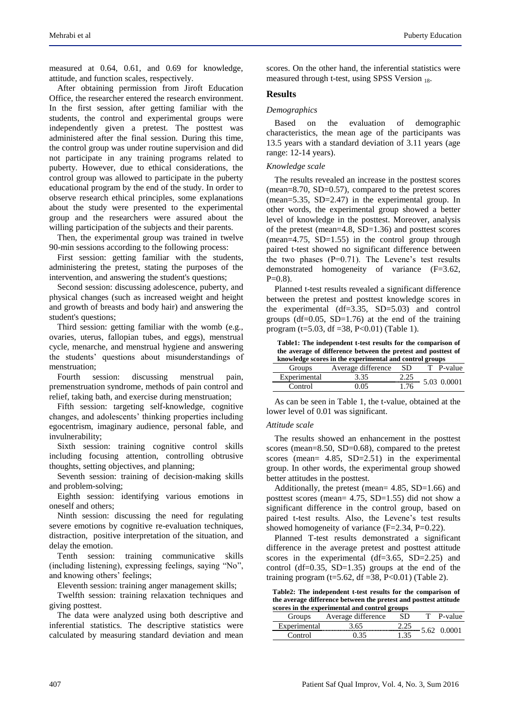measured at 0.64, 0.61, and 0.69 for knowledge, attitude, and function scales, respectively.

After obtaining permission from Jiroft Education Office, the researcher entered the research environment. In the first session, after getting familiar with the students, the control and experimental groups were independently given a pretest. The posttest was administered after the final session. During this time, the control group was under routine supervision and did not participate in any training programs related to puberty. However, due to ethical considerations, the control group was allowed to participate in the puberty educational program by the end of the study. In order to observe research ethical principles, some explanations about the study were presented to the experimental group and the researchers were assured about the willing participation of the subjects and their parents.

Then, the experimental group was trained in twelve 90-min sessions according to the following process:

First session: getting familiar with the students, administering the pretest, stating the purposes of the intervention, and answering the student's questions;

Second session: discussing adolescence, puberty, and physical changes (such as increased weight and height and growth of breasts and body hair) and answering the student's questions;

Third session: getting familiar with the womb (e.g., ovaries, uterus, fallopian tubes, and eggs), menstrual cycle, menarche, and menstrual hygiene and answering the students' questions about misunderstandings of menstruation;

Fourth session: discussing menstrual pain, premenstruation syndrome, methods of pain control and relief, taking bath, and exercise during menstruation;

Fifth session: targeting self-knowledge, cognitive changes, and adolescents' thinking properties including egocentrism, imaginary audience, personal fable, and invulnerability;

Sixth session: training cognitive control skills including focusing attention, controlling obtrusive thoughts, setting objectives, and planning;

Seventh session: training of decision-making skills and problem-solving;

Eighth session: identifying various emotions in oneself and others;

Ninth session: discussing the need for regulating severe emotions by cognitive re-evaluation techniques, distraction, positive interpretation of the situation, and delay the emotion.

Tenth session: training communicative skills (including listening), expressing feelings, saying "No", and knowing others' feelings;

Eleventh session: training anger management skills;

Twelfth session: training relaxation techniques and giving posttest.

The data were analyzed using both descriptive and inferential statistics. The descriptive statistics were calculated by measuring standard deviation and mean scores. On the other hand, the inferential statistics were measured through t-test, using SPSS Version $_{18}$.

## Results

### *Demographics*

Based on the evaluation of demographic characteristics, the mean age of the participants was 13.5 years with a standard deviation of 3.11 years (age range: 12-14 years).

### *Knowledge scale*

The results revealed an increase in the posttest scores (mean=8.70, SD=0.57), compared to the pretest scores (mean=5.35, SD=2.47) in the experimental group. In other words, the experimental group showed a better level of knowledge in the posttest. Moreover, analysis of the pretest (mean=4.8, SD=1.36) and posttest scores (mean=4.75, SD=1.55) in the control group through paired t-test showed no significant difference between the two phases (P=0.71). The Levene's test results demonstrated homogeneity of variance (F=3.62, P=0.8).

Planned t-test results revealed a significant difference between the pretest and posttest knowledge scores in the experimental (df=3.35, SD=5.03) and control groups (df=0.05, SD=1.76) at the end of the training program (t=5.03, df =38, P<0.01) (Table 1).

**Table1: The independent t-test results for the comparison of the average of difference between the pretest and posttest of knowledge scores in the experimental and control groups**

| Groups | Average difference | SD | T | P-value |
|---|---|---|---|---|
| Experimental | 3.35 | 2.25 | 5.03 | 0.0001 |
| Control | 0.05 | 1.76 | | |

As can be seen in Table 1, the t-value, obtained at the lower level of 0.01 was significant.

### *Attitude scale*

The results showed an enhancement in the posttest scores (mean=8.50, SD=0.68), compared to the pretest scores (mean= 4.85, SD=2.51) in the experimental group. In other words, the experimental group showed better attitudes in the posttest.

Additionally, the pretest (mean= 4.85, SD=1.66) and posttest scores (mean= 4.75, SD=1.55) did not show a significant difference in the control group, based on paired t-test results. Also, the Levene's test results showed homogeneity of variance (F=2.34, P=0.22).

Planned T-test results demonstrated a significant difference in the average pretest and posttest attitude scores in the experimental (df=3.65, SD=2.25) and control (df=0.35, SD=1.35) groups at the end of the training program (t=5.62, df =38, P<0.01) (Table 2).

**Table2: The independent t-test results for the comparison of the average difference between the pretest and posttest attitude scores in the experimental and control groups**

| Groups | Average difference | SD | T | P-value |
|---|---|---|---|---|
| Experimental | 3.65 | 2.25 | 5.62 | 0.0001 |
| Control | 0.35 | 1.35 | | |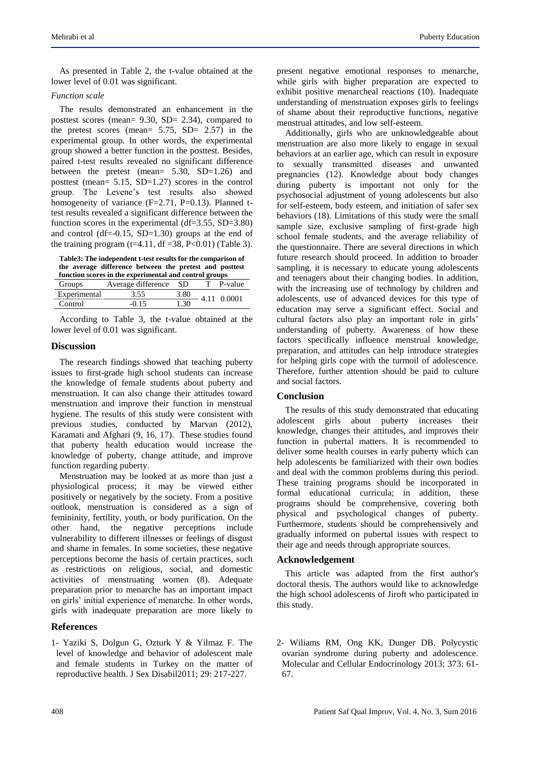As presented in Table 2, the t-value obtained at the lower level of 0.01 was significant.

*Function scale*

The results demonstrated an enhancement in the posttest scores (mean= 9.30, SD= 2.34), compared to the pretest scores (mean= 5.75, SD= 2.57) in the experimental group. In other words, the experimental group showed a better function in the posttest. Besides, paired t-test results revealed no significant difference between the pretest (mean= 5.30, SD=1.26) and posttest (mean= 5.15, SD=1.27) scores in the control group. The Levene's test results also showed homogeneity of variance (F=2.71, P=0.13). Planned t-test results revealed a significant difference between the function scores in the experimental (df=3.55, SD=3.80) and control (df=-0.15, SD=1.30) groups at the end of the training program (t=4.11, df =38, P<0.01) (Table 3).

**Table3: The independent t-test results for the comparison of the average difference between the pretest and posttest function scores in the experimental and control groups**

| Groups | Average difference | SD | T | P-value |
|---|---|---|---|---|
| Experimental | 3.55 | 3.80 | 4.11 | 0.0001 |
| Control | -0.15 | 1.30 | | |

According to Table 3, the t-value obtained at the lower level of 0.01 was significant.

## Discussion

The research findings showed that teaching puberty issues to first-grade high school students can increase the knowledge of female students about puberty and menstruation. It can also change their attitudes toward menstruation and improve their function in menstrual hygiene. The results of this study were consistent with previous studies, conducted by Marvan (2012), Karamati and Afghari (9, 16, 17). These studies found that puberty health education would increase the knowledge of puberty, change attitude, and improve function regarding puberty.

Menstruation may be looked at as more than just a physiological process; it may be viewed either positively or negatively by the society. From a positive outlook, menstruation is considered as a sign of femininity, fertility, youth, or body purification. On the other hand, the negative perceptions include vulnerability to different illnesses or feelings of disgust and shame in females. In some societies, these negative perceptions become the basis of certain practices, such as restrictions on religious, social, and domestic activities of menstruating women (8). Adequate preparation prior to menarche has an important impact on girls' initial experience of menarche. In other words, girls with inadequate preparation are more likely to present negative emotional responses to menarche, while girls with higher preparation are expected to exhibit positive menarcheal reactions (10). Inadequate understanding of menstruation exposes girls to feelings of shame about their reproductive functions, negative menstrual attitudes, and low self-esteem.

Additionally, girls who are unknowledgeable about menstruation are also more likely to engage in sexual behaviors at an earlier age, which can result in exposure to sexually transmitted diseases and unwanted pregnancies (12). Knowledge about body changes during puberty is important not only for the psychosocial adjustment of young adolescents but also for self-esteem, body esteem, and initiation of safer sex behaviors (18). Limitations of this study were the small sample size, exclusive sampling of first-grade high school female students, and the average reliability of the questionnaire. There are several directions in which future research should proceed. In addition to broader sampling, it is necessary to educate young adolescents and teenagers about their changing bodies. In addition, with the increasing use of technology by children and adolescents, use of advanced devices for this type of education may serve a significant effect. Social and cultural factors also play an important role in girls' understanding of puberty. Awareness of how these factors specifically influence menstrual knowledge, preparation, and attitudes can help introduce strategies for helping girls cope with the turmoil of adolescence. Therefore, further attention should be paid to culture and social factors.

## Conclusion

The results of this study demonstrated that educating adolescent girls about puberty increases their knowledge, changes their attitudes, and improves their function in pubertal matters. It is recommended to deliver some health courses in early puberty which can help adolescents be familiarized with their own bodies and deal with the common problems during this period. These training programs should be incorporated in formal educational curricula; in addition, these programs should be comprehensive, covering both physical and psychological changes of puberty. Furthermore, students should be comprehensively and gradually informed on pubertal issues with respect to their age and needs through appropriate sources.

## Acknowledgement

This article was adapted from the first author's doctoral thesis. The authors would like to acknowledge the high school adolescents of Jiroft who participated in this study.

## References

1- Yaziki S, Dolgun G, Ozturk Y & Yilmaz F. The level of knowledge and behavior of adolescent male and female students in Turkey on the matter of reproductive health. J Sex Disabil2011; 29: 217-227.

2- Wiliams RM, Ong KK, Dunger DB. Polycystic ovarian syndrome during puberty and adolescence. Molecular and Cellular Endocrinology 2013; 373: 61-67.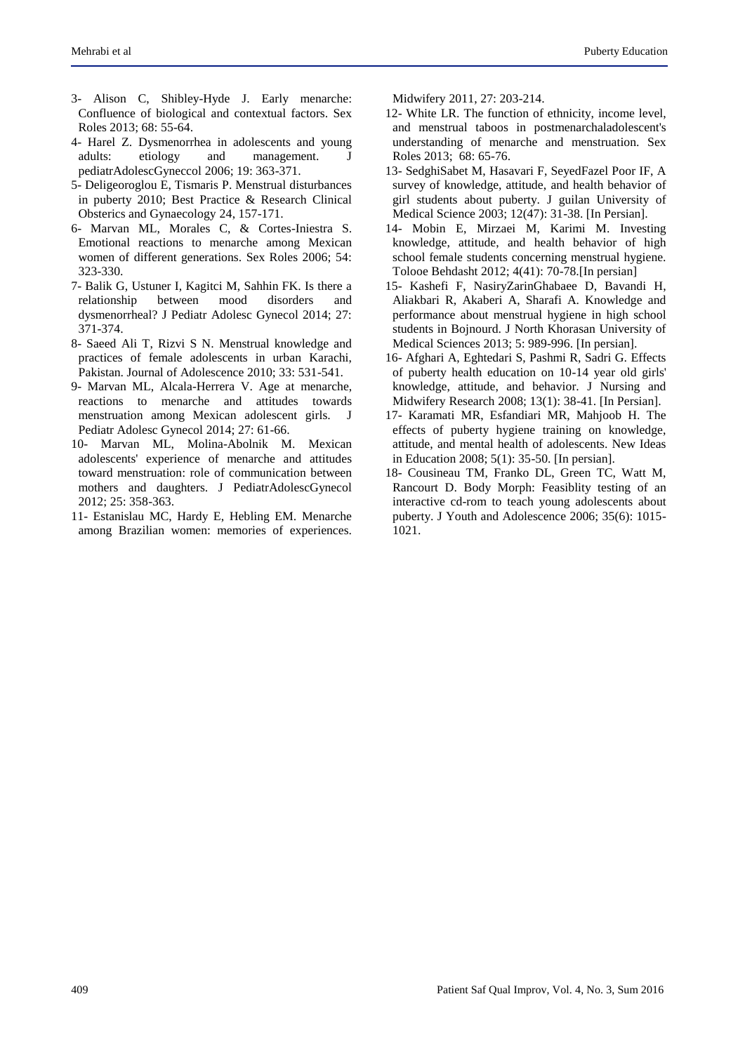3- Alison C, Shibley-Hyde J. Early menarche: Confluence of biological and contextual factors. Sex Roles 2013; 68: 55-64.

4- Harel Z. Dysmenorrhea in adolescents and young adults: etiology and management. J pediatrAdolescGyneccol 2006; 19: 363-371.

5- Deligeoroglou E, Tismaris P. Menstrual disturbances in puberty 2010; Best Practice & Research Clinical Obsterics and Gynaecology 24, 157-171.

6- Marvan ML, Morales C, & Cortes-Iniestra S. Emotional reactions to menarche among Mexican women of different generations. Sex Roles 2006; 54: 323-330.

7- Balik G, Ustuner I, Kagitci M, Sahhin FK. Is there a relationship between mood disorders and dysmenorrheal? J Pediatr Adolesc Gynecol 2014; 27: 371-374.

8- Saeed Ali T, Rizvi S N. Menstrual knowledge and practices of female adolescents in urban Karachi, Pakistan. Journal of Adolescence 2010; 33: 531-541.

9- Marvan ML, Alcala-Herrera V. Age at menarche, reactions to menarche and attitudes towards menstruation among Mexican adolescent girls. J Pediatr Adolesc Gynecol 2014; 27: 61-66.

10- Marvan ML, Molina-Abolnik M. Mexican adolescents' experience of menarche and attitudes toward menstruation: role of communication between mothers and daughters. J PediatrAdolescGynecol 2012; 25: 358-363.

11- Estanislau MC, Hardy E, Hebling EM. Menarche among Brazilian women: memories of experiences. Midwifery 2011, 27: 203-214.

12- White LR. The function of ethnicity, income level, and menstrual taboos in postmenarchaladolescent's understanding of menarche and menstruation. Sex Roles 2013; 68: 65-76.

13- SedghiSabet M, Hasavari F, SeyedFazel Poor IF, A survey of knowledge, attitude, and health behavior of girl students about puberty. J guilan University of Medical Science 2003; 12(47): 31-38. [In Persian].

14- Mobin E, Mirzaei M, Karimi M. Investing knowledge, attitude, and health behavior of high school female students concerning menstrual hygiene. Tolooe Behdasht 2012; 4(41): 70-78.[In persian]

15- Kashefi F, NasiryZarinGhabaee D, Bavandi H, Aliakbari R, Akaberi A, Sharafi A. Knowledge and performance about menstrual hygiene in high school students in Bojnourd. J North Khorasan University of Medical Sciences 2013; 5: 989-996. [In persian].

16- Afghari A, Eghtedari S, Pashmi R, Sadri G. Effects of puberty health education on 10-14 year old girls' knowledge, attitude, and behavior. J Nursing and Midwifery Research 2008; 13(1): 38-41. [In Persian].

17- Karamati MR, Esfandiari MR, Mahjoob H. The effects of puberty hygiene training on knowledge, attitude, and mental health of adolescents. New Ideas in Education 2008; 5(1): 35-50. [In persian].

18- Cousineau TM, Franko DL, Green TC, Watt M, Rancourt D. Body Morph: Feasiblity testing of an interactive cd-rom to teach young adolescents about puberty. J Youth and Adolescence 2006; 35(6): 1015-1021.